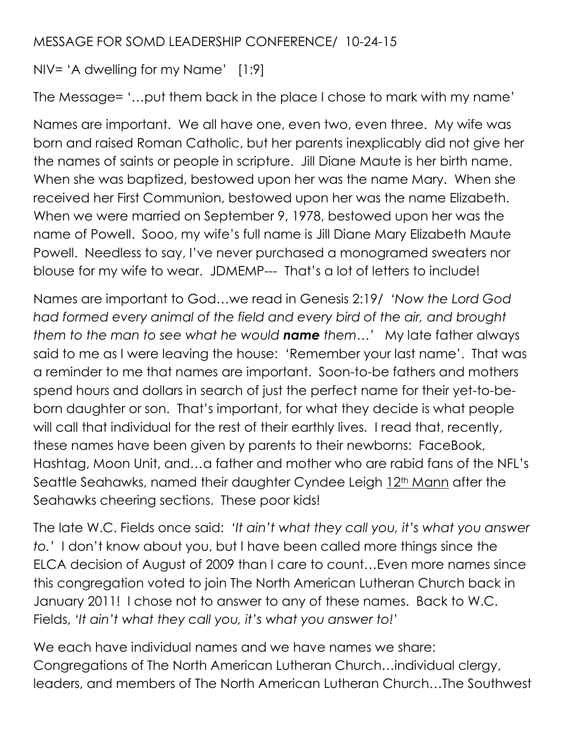MESSAGE FOR SOMD LEADERSHIP CONFERENCE/ 10-24-15

NIV= 'A dwelling for my Name' [1:9]

The Message= '…put them back in the place I chose to mark with my name'

Names are important. We all have one, even two, even three. My wife was born and raised Roman Catholic, but her parents inexplicably did not give her the names of saints or people in scripture. Jill Diane Maute is her birth name. When she was baptized, bestowed upon her was the name Mary. When she received her First Communion, bestowed upon her was the name Elizabeth. When we were married on September 9, 1978, bestowed upon her was the name of Powell. Sooo, my wife's full name is Jill Diane Mary Elizabeth Maute Powell. Needless to say, I've never purchased a monogramed sweaters nor blouse for my wife to wear. JDMEMP--- That's a lot of letters to include!

Names are important to God…we read in Genesis 2:19/ *'Now the Lord God had formed every animal of the field and every bird of the air, and brought them to the man to see what he would* ***name*** *them…'* My late father always said to me as I were leaving the house: 'Remember your last name'. That was a reminder to me that names are important. Soon-to-be fathers and mothers spend hours and dollars in search of just the perfect name for their yet-to-be-born daughter or son. That's important, for what they decide is what people will call that individual for the rest of their earthly lives. I read that, recently, these names have been given by parents to their newborns: FaceBook, Hashtag, Moon Unit, and…a father and mother who are rabid fans of the NFL's Seattle Seahawks, named their daughter Cyndee Leigh <u>12th Mann</u> after the Seahawks cheering sections. These poor kids!

The late W.C. Fields once said: *'It ain't what they call you, it's what you answer to.'* I don't know about you, but I have been called more things since the ELCA decision of August of 2009 than I care to count…Even more names since this congregation voted to join The North American Lutheran Church back in January 2011! I chose not to answer to any of these names. Back to W.C. Fields, *'It ain't what they call you, it's what you answer to!'*

We each have individual names and we have names we share: Congregations of The North American Lutheran Church…individual clergy, leaders, and members of The North American Lutheran Church…The Southwest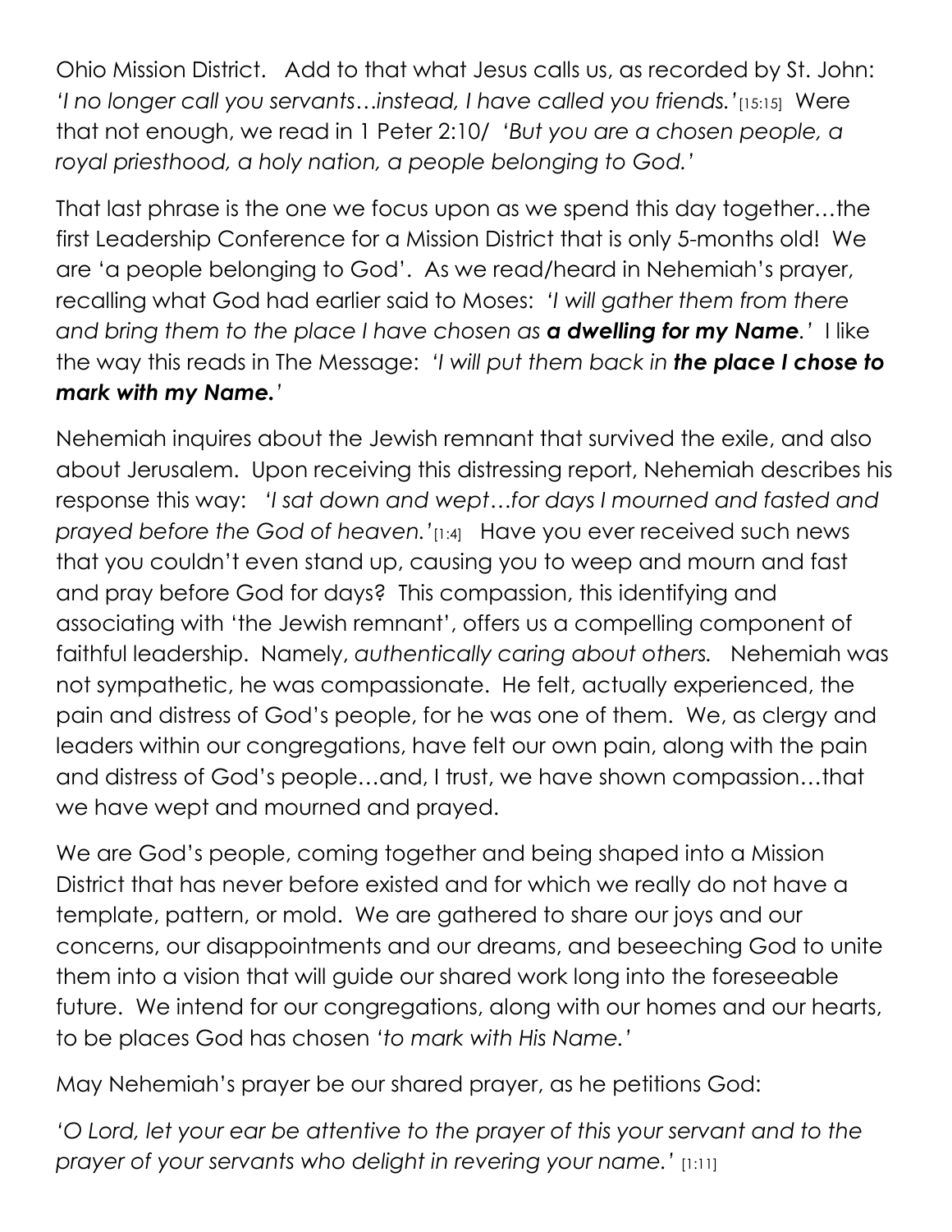Ohio Mission District. Add to that what Jesus calls us, as recorded by St. John: *'I no longer call you servants…instead, I have called you friends.'*[15:15] Were that not enough, we read in 1 Peter 2:10/ *'But you are a chosen people, a royal priesthood, a holy nation, a people belonging to God.'*

That last phrase is the one we focus upon as we spend this day together…the first Leadership Conference for a Mission District that is only 5-months old! We are 'a people belonging to God'. As we read/heard in Nehemiah's prayer, recalling what God had earlier said to Moses: *'I will gather them from there and bring them to the place I have chosen as **a dwelling for my Name**.'* I like the way this reads in The Message: *'I will put them back in **the place I chose to mark with my Name.**'*

Nehemiah inquires about the Jewish remnant that survived the exile, and also about Jerusalem. Upon receiving this distressing report, Nehemiah describes his response this way: *'I sat down and wept…for days I mourned and fasted and prayed before the God of heaven.'*[1:4] Have you ever received such news that you couldn't even stand up, causing you to weep and mourn and fast and pray before God for days? This compassion, this identifying and associating with 'the Jewish remnant', offers us a compelling component of faithful leadership. Namely, *authentically caring about others.* Nehemiah was not sympathetic, he was compassionate. He felt, actually experienced, the pain and distress of God's people, for he was one of them. We, as clergy and leaders within our congregations, have felt our own pain, along with the pain and distress of God's people…and, I trust, we have shown compassion…that we have wept and mourned and prayed.

We are God's people, coming together and being shaped into a Mission District that has never before existed and for which we really do not have a template, pattern, or mold. We are gathered to share our joys and our concerns, our disappointments and our dreams, and beseeching God to unite them into a vision that will guide our shared work long into the foreseeable future. We intend for our congregations, along with our homes and our hearts, to be places God has chosen *'to mark with His Name.'*

May Nehemiah's prayer be our shared prayer, as he petitions God:

*'O Lord, let your ear be attentive to the prayer of this your servant and to the prayer of your servants who delight in revering your name.'* [1:11]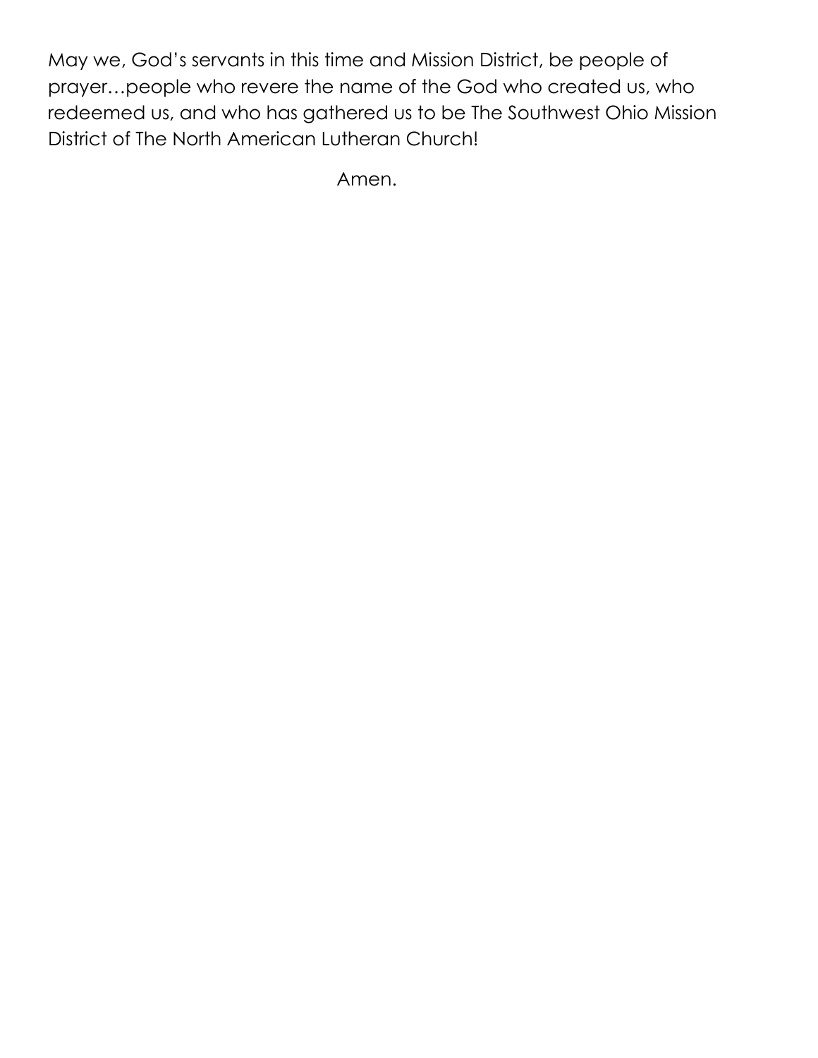May we, God's servants in this time and Mission District, be people of prayer…people who revere the name of the God who created us, who redeemed us, and who has gathered us to be The Southwest Ohio Mission District of The North American Lutheran Church!

Amen.